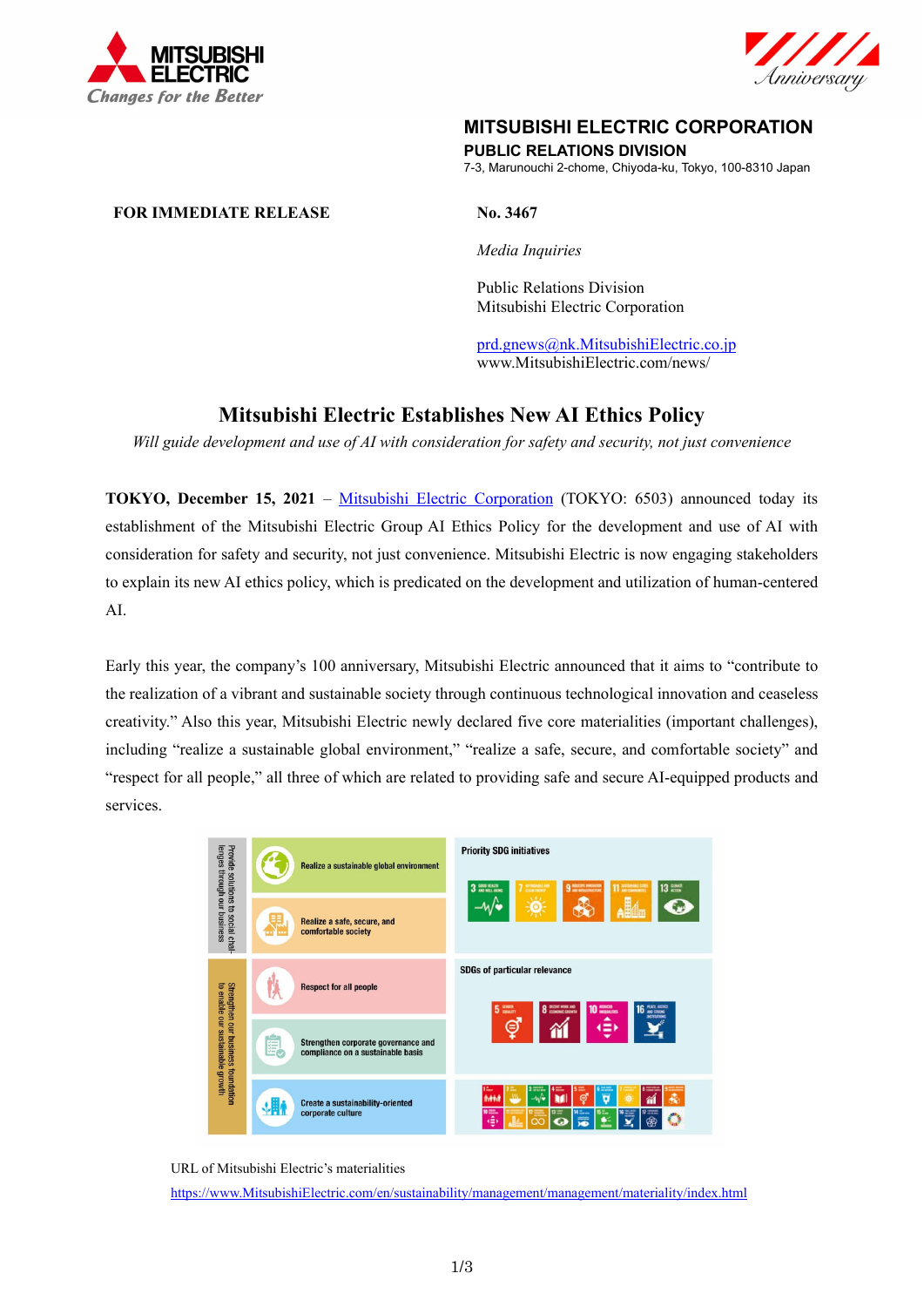**MITSUBISHI ELECTRIC CORPORATION**
**PUBLIC RELATIONS DIVISION**
7-3, Marunouchi 2-chome, Chiyoda-ku, Tokyo, 100-8310 Japan

**FOR IMMEDIATE RELEASE**

**No. 3467**

*Media Inquiries*

Public Relations Division
Mitsubishi Electric Corporation

prd.gnews@nk.MitsubishiElectric.co.jp
www.MitsubishiElectric.com/news/

# Mitsubishi Electric Establishes New AI Ethics Policy

*Will guide development and use of AI with consideration for safety and security, not just convenience*

**TOKYO, December 15, 2021** – Mitsubishi Electric Corporation (TOKYO: 6503) announced today its establishment of the Mitsubishi Electric Group AI Ethics Policy for the development and use of AI with consideration for safety and security, not just convenience. Mitsubishi Electric is now engaging stakeholders to explain its new AI ethics policy, which is predicated on the development and utilization of human-centered AI.

Early this year, the company's 100 anniversary, Mitsubishi Electric announced that it aims to "contribute to the realization of a vibrant and sustainable society through continuous technological innovation and ceaseless creativity." Also this year, Mitsubishi Electric newly declared five core materialities (important challenges), including "realize a sustainable global environment," "realize a safe, secure, and comfortable society" and "respect for all people," all three of which are related to providing safe and secure AI-equipped products and services.

| | Materiality | |
|---|---|---|
| Provide solutions to social challenges through our business | Realize a sustainable global environment | Priority SDG initiatives |
| | Realize a safe, secure, and comfortable society | |
| Strengthen our business foundation to enable our sustainable growth | Respect for all people | SDGs of particular relevance |
| | Strengthen corporate governance and compliance on a sustainable basis | |
| | Create a sustainability-oriented corporate culture | |

URL of Mitsubishi Electric's materialities
https://www.MitsubishiElectric.com/en/sustainability/management/management/materiality/index.html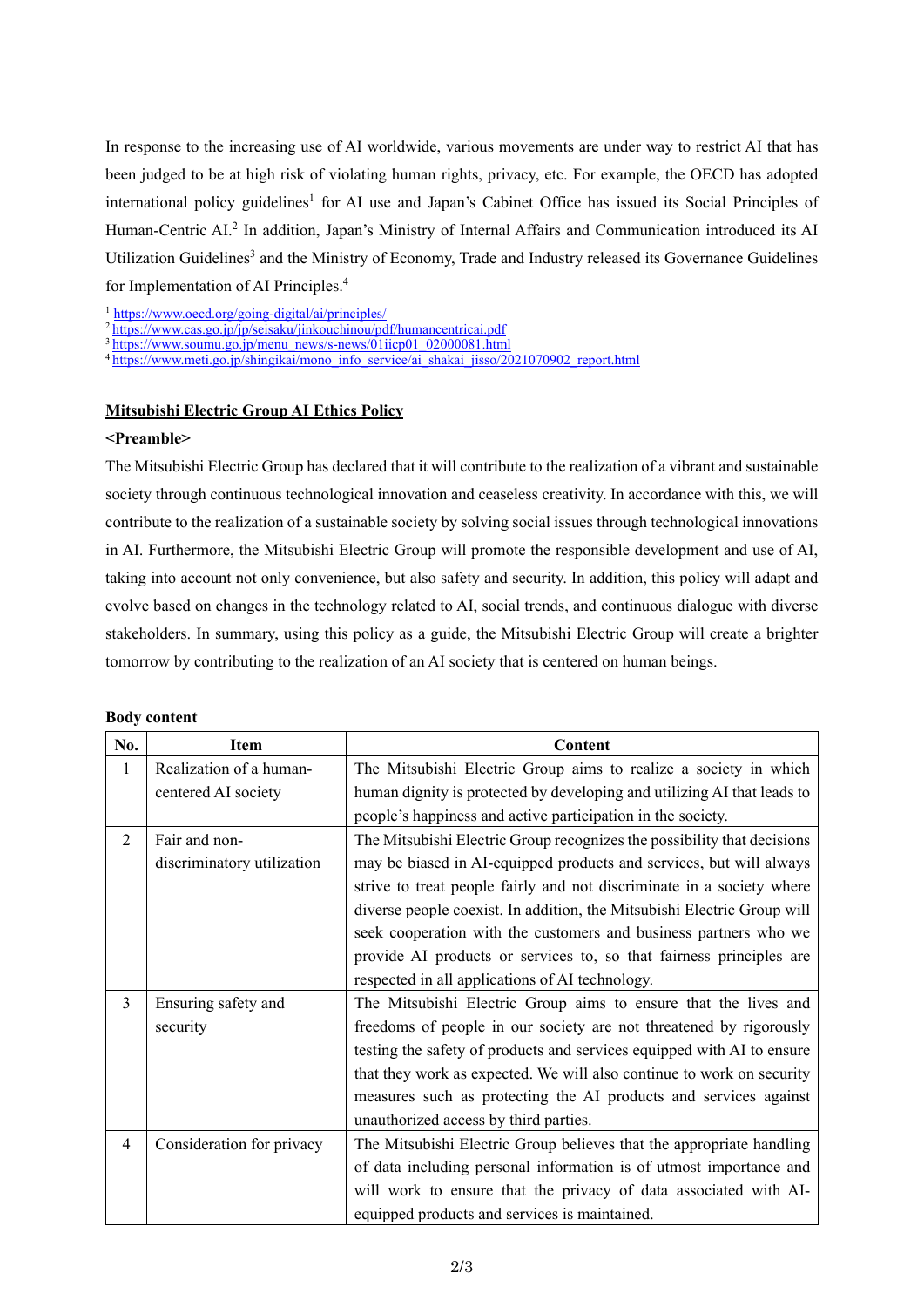In response to the increasing use of AI worldwide, various movements are under way to restrict AI that has been judged to be at high risk of violating human rights, privacy, etc. For example, the OECD has adopted international policy guidelines[1] for AI use and Japan's Cabinet Office has issued its Social Principles of Human-Centric AI.[2] In addition, Japan's Ministry of Internal Affairs and Communication introduced its AI Utilization Guidelines[3] and the Ministry of Economy, Trade and Industry released its Governance Guidelines for Implementation of AI Principles.[4]

[1] https://www.oecd.org/going-digital/ai/principles/
[2] https://www.cas.go.jp/jp/seisaku/jinkouchinou/pdf/humancentricai.pdf
[3] https://www.soumu.go.jp/menu_news/s-news/01iicp01_02000081.html
[4] https://www.meti.go.jp/shingikai/mono_info_service/ai_shakai_jisso/2021070902_report.html

## Mitsubishi Electric Group AI Ethics Policy

**<Preamble>**

The Mitsubishi Electric Group has declared that it will contribute to the realization of a vibrant and sustainable society through continuous technological innovation and ceaseless creativity. In accordance with this, we will contribute to the realization of a sustainable society by solving social issues through technological innovations in AI. Furthermore, the Mitsubishi Electric Group will promote the responsible development and use of AI, taking into account not only convenience, but also safety and security. In addition, this policy will adapt and evolve based on changes in the technology related to AI, social trends, and continuous dialogue with diverse stakeholders. In summary, using this policy as a guide, the Mitsubishi Electric Group will create a brighter tomorrow by contributing to the realization of an AI society that is centered on human beings.

**Body content**

| No. | Item | Content |
|---|---|---|
| 1 | Realization of a human-centered AI society | The Mitsubishi Electric Group aims to realize a society in which human dignity is protected by developing and utilizing AI that leads to people's happiness and active participation in the society. |
| 2 | Fair and non-discriminatory utilization | The Mitsubishi Electric Group recognizes the possibility that decisions may be biased in AI-equipped products and services, but will always strive to treat people fairly and not discriminate in a society where diverse people coexist. In addition, the Mitsubishi Electric Group will seek cooperation with the customers and business partners who we provide AI products or services to, so that fairness principles are respected in all applications of AI technology. |
| 3 | Ensuring safety and security | The Mitsubishi Electric Group aims to ensure that the lives and freedoms of people in our society are not threatened by rigorously testing the safety of products and services equipped with AI to ensure that they work as expected. We will also continue to work on security measures such as protecting the AI products and services against unauthorized access by third parties. |
| 4 | Consideration for privacy | The Mitsubishi Electric Group believes that the appropriate handling of data including personal information is of utmost importance and will work to ensure that the privacy of data associated with AI-equipped products and services is maintained. |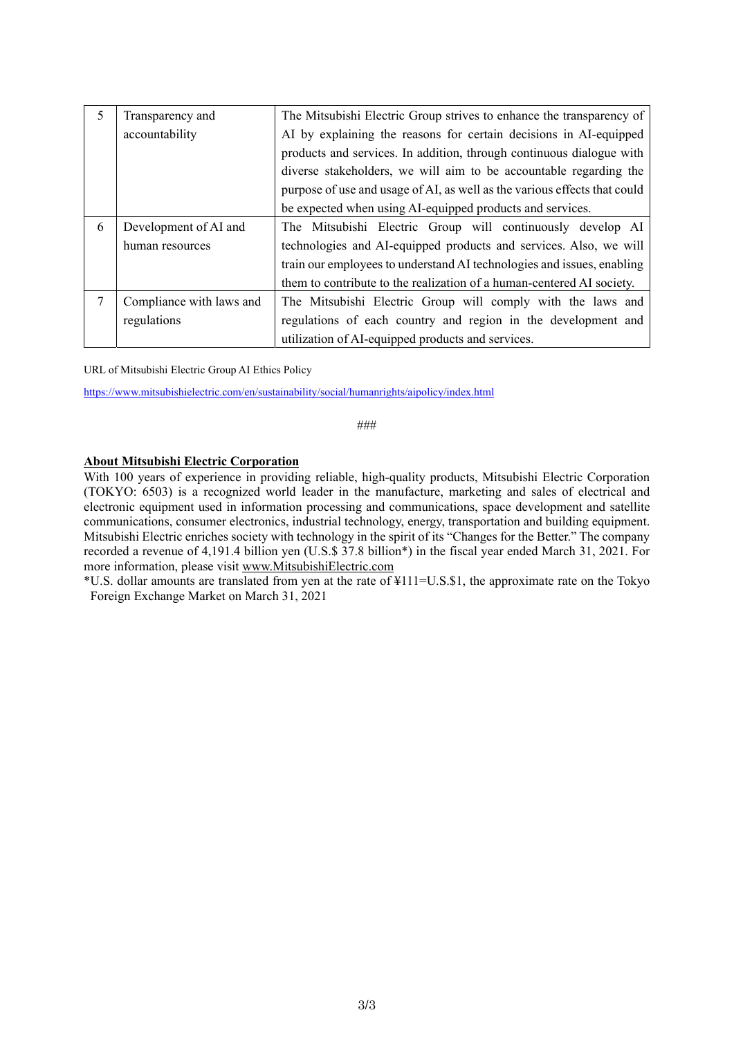| | | |
|---|---|---|
| 5 | Transparency and accountability | The Mitsubishi Electric Group strives to enhance the transparency of AI by explaining the reasons for certain decisions in AI-equipped products and services. In addition, through continuous dialogue with diverse stakeholders, we will aim to be accountable regarding the purpose of use and usage of AI, as well as the various effects that could be expected when using AI-equipped products and services. |
| 6 | Development of AI and human resources | The Mitsubishi Electric Group will continuously develop AI technologies and AI-equipped products and services. Also, we will train our employees to understand AI technologies and issues, enabling them to contribute to the realization of a human-centered AI society. |
| 7 | Compliance with laws and regulations | The Mitsubishi Electric Group will comply with the laws and regulations of each country and region in the development and utilization of AI-equipped products and services. |

URL of Mitsubishi Electric Group AI Ethics Policy

https://www.mitsubishielectric.com/en/sustainability/social/humanrights/aipolicy/index.html

###

**About Mitsubishi Electric Corporation**

With 100 years of experience in providing reliable, high-quality products, Mitsubishi Electric Corporation (TOKYO: 6503) is a recognized world leader in the manufacture, marketing and sales of electrical and electronic equipment used in information processing and communications, space development and satellite communications, consumer electronics, industrial technology, energy, transportation and building equipment. Mitsubishi Electric enriches society with technology in the spirit of its "Changes for the Better." The company recorded a revenue of 4,191.4 billion yen (U.S.$ 37.8 billion*) in the fiscal year ended March 31, 2021. For more information, please visit www.MitsubishiElectric.com

*U.S. dollar amounts are translated from yen at the rate of ¥111=U.S.$1, the approximate rate on the Tokyo Foreign Exchange Market on March 31, 2021